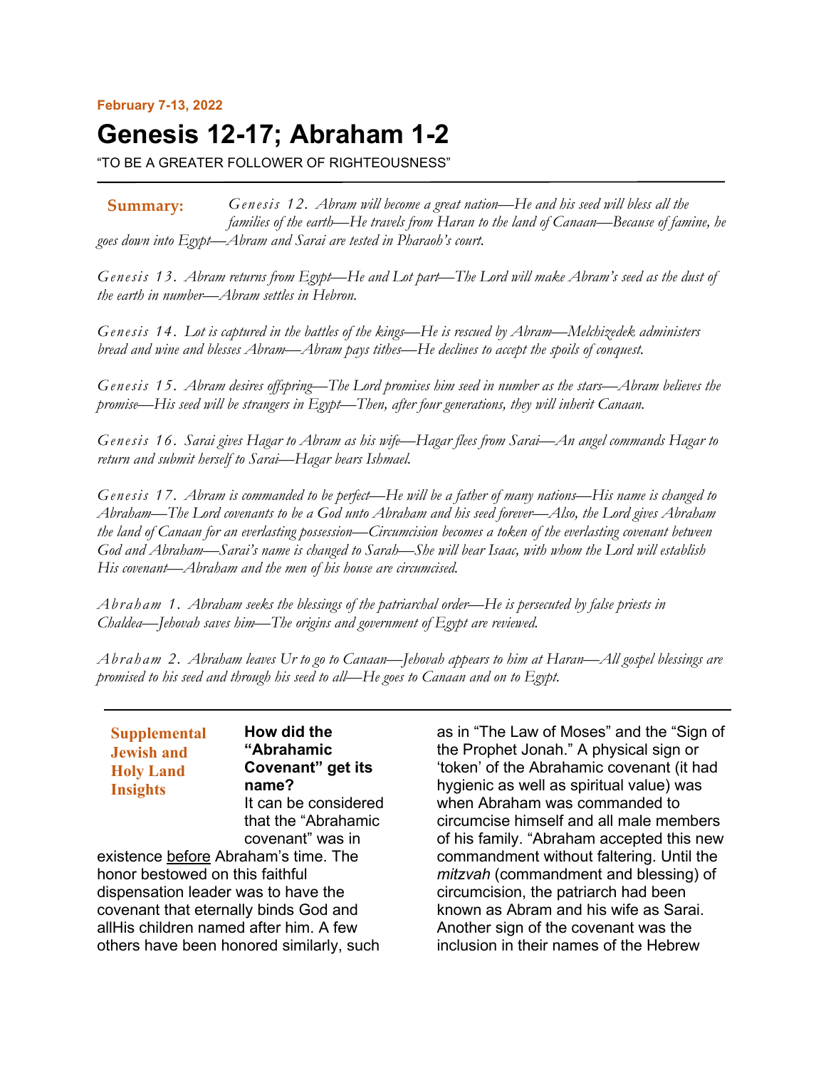February 7-13, 2022

# Genesis 12-17; Abraham 1-2

"TO BE A GREATER FOLLOWER OF RIGHTEOUSNESS"

**Summary:** *Genesis 12. Abram will become a great nation—He and his seed will bless all the families of the earth—He travels from Haran to the land of Canaan—Because of famine, he goes down into Egypt—Abram and Sarai are tested in Pharaoh's court.*

*Genesis 13. Abram returns from Egypt—He and Lot part—The Lord will make Abram's seed as the dust of the earth in number—Abram settles in Hebron.*

*Genesis 14. Lot is captured in the battles of the kings—He is rescued by Abram—Melchizedek administers bread and wine and blesses Abram—Abram pays tithes—He declines to accept the spoils of conquest.*

*Genesis 15. Abram desires offspring—The Lord promises him seed in number as the stars—Abram believes the promise—His seed will be strangers in Egypt—Then, after four generations, they will inherit Canaan.*

*Genesis 16. Sarai gives Hagar to Abram as his wife—Hagar flees from Sarai—An angel commands Hagar to return and submit herself to Sarai—Hagar bears Ishmael.*

*Genesis 17. Abram is commanded to be perfect—He will be a father of many nations—His name is changed to Abraham—The Lord covenants to be a God unto Abraham and his seed forever—Also, the Lord gives Abraham the land of Canaan for an everlasting possession—Circumcision becomes a token of the everlasting covenant between God and Abraham—Sarai's name is changed to Sarah—She will bear Isaac, with whom the Lord will establish His covenant—Abraham and the men of his house are circumcised.*

*Abraham 1. Abraham seeks the blessings of the patriarchal order—He is persecuted by false priests in Chaldea—Jehovah saves him—The origins and government of Egypt are reviewed.*

*Abraham 2. Abraham leaves Ur to go to Canaan—Jehovah appears to him at Haran—All gospel blessings are promised to his seed and through his seed to all—He goes to Canaan and on to Egypt.*

## Supplemental Jewish and Holy Land Insights

### How did the "Abrahamic Covenant" get its name?

It can be considered that the "Abrahamic covenant" was in existence before Abraham's time. The honor bestowed on this faithful dispensation leader was to have the covenant that eternally binds God and allHis children named after him. A few others have been honored similarly, such as in "The Law of Moses" and the "Sign of the Prophet Jonah." A physical sign or 'token' of the Abrahamic covenant (it had hygienic as well as spiritual value) was when Abraham was commanded to circumcise himself and all male members of his family. "Abraham accepted this new commandment without faltering. Until the *mitzvah* (commandment and blessing) of circumcision, the patriarch had been known as Abram and his wife as Sarai. Another sign of the covenant was the inclusion in their names of the Hebrew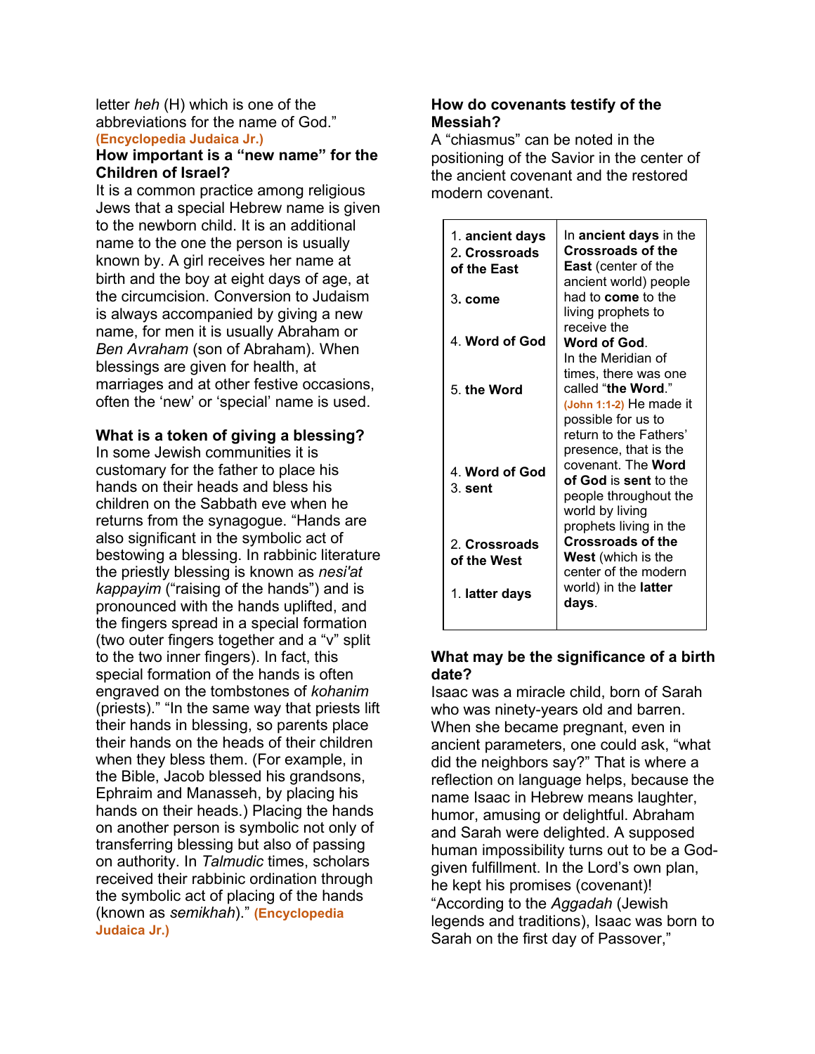letter *heh* (H) which is one of the abbreviations for the name of God." **(Encyclopedia Judaica Jr.)**

### How important is a "new name" for the Children of Israel?

It is a common practice among religious Jews that a special Hebrew name is given to the newborn child. It is an additional name to the one the person is usually known by. A girl receives her name at birth and the boy at eight days of age, at the circumcision. Conversion to Judaism is always accompanied by giving a new name, for men it is usually Abraham or *Ben Avraham* (son of Abraham). When blessings are given for health, at marriages and at other festive occasions, often the 'new' or 'special' name is used.

### What is a token of giving a blessing?

In some Jewish communities it is customary for the father to place his hands on their heads and bless his children on the Sabbath eve when he returns from the synagogue. "Hands are also significant in the symbolic act of bestowing a blessing. In rabbinic literature the priestly blessing is known as *nesi'at kappayim* ("raising of the hands") and is pronounced with the hands uplifted, and the fingers spread in a special formation (two outer fingers together and a "v" split to the two inner fingers). In fact, this special formation of the hands is often engraved on the tombstones of *kohanim* (priests)." "In the same way that priests lift their hands in blessing, so parents place their hands on the heads of their children when they bless them. (For example, in the Bible, Jacob blessed his grandsons, Ephraim and Manasseh, by placing his hands on their heads.) Placing the hands on another person is symbolic not only of transferring blessing but also of passing on authority. In *Talmudic* times, scholars received their rabbinic ordination through the symbolic act of placing of the hands (known as *semikhah*)." **(Encyclopedia Judaica Jr.)**

### How do covenants testify of the Messiah?

A "chiasmus" can be noted in the positioning of the Savior in the center of the ancient covenant and the restored modern covenant.

| | |
|---|---|
| 1. **ancient days**<br>2. **Crossroads of the East**<br>3. **come**<br>4. **Word of God**<br>5. **the Word**<br>4. **Word of God**<br>3. **sent**<br>2. **Crossroads of the West**<br>1. **latter days** | In **ancient days** in the **Crossroads of the East** (center of the ancient world) people had to **come** to the living prophets to receive the **Word of God**. In the Meridian of times, there was one called "**the Word**." (John 1:1-2) He made it possible for us to return to the Fathers' presence, that is the covenant. The **Word of God** is **sent** to the people throughout the world by living prophets living in the **Crossroads of the West** (which is the center of the modern world) in the **latter days**. |

### What may be the significance of a birth date?

Isaac was a miracle child, born of Sarah who was ninety-years old and barren. When she became pregnant, even in ancient parameters, one could ask, "what did the neighbors say?" That is where a reflection on language helps, because the name Isaac in Hebrew means laughter, humor, amusing or delightful. Abraham and Sarah were delighted. A supposed human impossibility turns out to be a God-given fulfillment. In the Lord's own plan, he kept his promises (covenant)! "According to the *Aggadah* (Jewish legends and traditions), Isaac was born to Sarah on the first day of Passover,"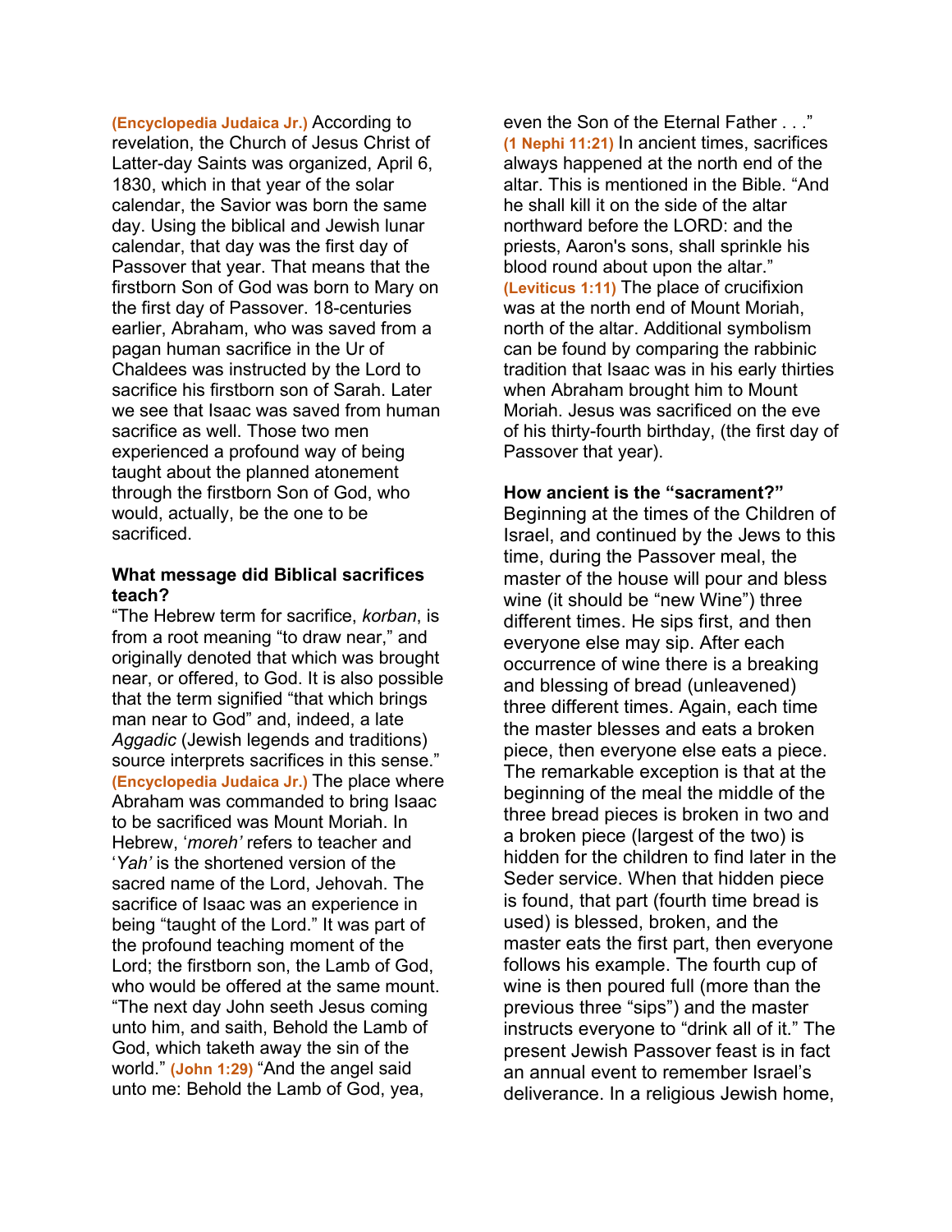**(Encyclopedia Judaica Jr.)** According to revelation, the Church of Jesus Christ of Latter-day Saints was organized, April 6, 1830, which in that year of the solar calendar, the Savior was born the same day. Using the biblical and Jewish lunar calendar, that day was the first day of Passover that year. That means that the firstborn Son of God was born to Mary on the first day of Passover. 18-centuries earlier, Abraham, who was saved from a pagan human sacrifice in the Ur of Chaldees was instructed by the Lord to sacrifice his firstborn son of Sarah. Later we see that Isaac was saved from human sacrifice as well. Those two men experienced a profound way of being taught about the planned atonement through the firstborn Son of God, who would, actually, be the one to be sacrificed.

**What message did Biblical sacrifices teach?**

"The Hebrew term for sacrifice, *korban*, is from a root meaning "to draw near," and originally denoted that which was brought near, or offered, to God. It is also possible that the term signified "that which brings man near to God" and, indeed, a late *Aggadic* (Jewish legends and traditions) source interprets sacrifices in this sense." **(Encyclopedia Judaica Jr.)** The place where Abraham was commanded to bring Isaac to be sacrificed was Mount Moriah. In Hebrew, '*moreh'* refers to teacher and '*Yah'* is the shortened version of the sacred name of the Lord, Jehovah. The sacrifice of Isaac was an experience in being "taught of the Lord." It was part of the profound teaching moment of the Lord; the firstborn son, the Lamb of God, who would be offered at the same mount. "The next day John seeth Jesus coming unto him, and saith, Behold the Lamb of God, which taketh away the sin of the world." **(John 1:29)** "And the angel said unto me: Behold the Lamb of God, yea, even the Son of the Eternal Father . . ." **(1 Nephi 11:21)** In ancient times, sacrifices always happened at the north end of the altar. This is mentioned in the Bible. "And he shall kill it on the side of the altar northward before the LORD: and the priests, Aaron's sons, shall sprinkle his blood round about upon the altar." **(Leviticus 1:11)** The place of crucifixion was at the north end of Mount Moriah, north of the altar. Additional symbolism can be found by comparing the rabbinic tradition that Isaac was in his early thirties when Abraham brought him to Mount Moriah. Jesus was sacrificed on the eve of his thirty-fourth birthday, (the first day of Passover that year).

**How ancient is the "sacrament?"**

Beginning at the times of the Children of Israel, and continued by the Jews to this time, during the Passover meal, the master of the house will pour and bless wine (it should be "new Wine") three different times. He sips first, and then everyone else may sip. After each occurrence of wine there is a breaking and blessing of bread (unleavened) three different times. Again, each time the master blesses and eats a broken piece, then everyone else eats a piece. The remarkable exception is that at the beginning of the meal the middle of the three bread pieces is broken in two and a broken piece (largest of the two) is hidden for the children to find later in the Seder service. When that hidden piece is found, that part (fourth time bread is used) is blessed, broken, and the master eats the first part, then everyone follows his example. The fourth cup of wine is then poured full (more than the previous three "sips") and the master instructs everyone to "drink all of it." The present Jewish Passover feast is in fact an annual event to remember Israel's deliverance. In a religious Jewish home,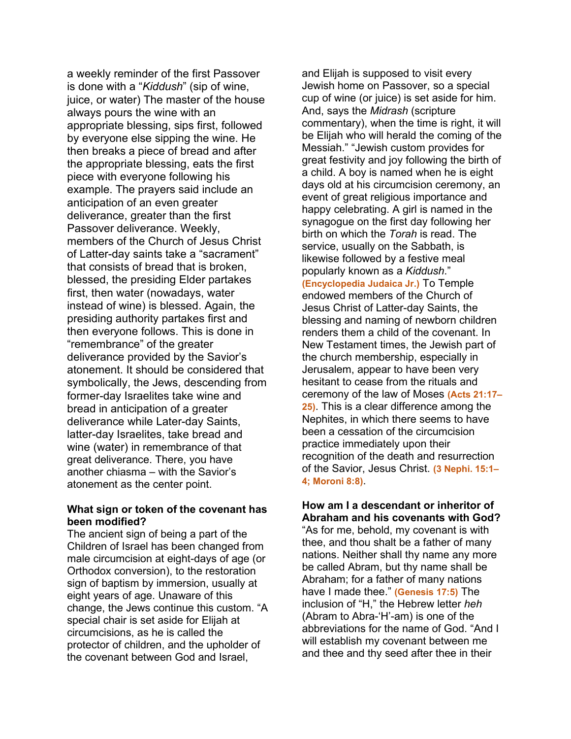a weekly reminder of the first Passover is done with a "*Kiddush*" (sip of wine, juice, or water) The master of the house always pours the wine with an appropriate blessing, sips first, followed by everyone else sipping the wine. He then breaks a piece of bread and after the appropriate blessing, eats the first piece with everyone following his example. The prayers said include an anticipation of an even greater deliverance, greater than the first Passover deliverance. Weekly, members of the Church of Jesus Christ of Latter-day saints take a "sacrament" that consists of bread that is broken, blessed, the presiding Elder partakes first, then water (nowadays, water instead of wine) is blessed. Again, the presiding authority partakes first and then everyone follows. This is done in "remembrance" of the greater deliverance provided by the Savior's atonement. It should be considered that symbolically, the Jews, descending from former-day Israelites take wine and bread in anticipation of a greater deliverance while Later-day Saints, latter-day Israelites, take bread and wine (water) in remembrance of that great deliverance. There, you have another chiasma – with the Savior's atonement as the center point.

**What sign or token of the covenant has been modified?**

The ancient sign of being a part of the Children of Israel has been changed from male circumcision at eight-days of age (or Orthodox conversion), to the restoration sign of baptism by immersion, usually at eight years of age. Unaware of this change, the Jews continue this custom. "A special chair is set aside for Elijah at circumcisions, as he is called the protector of children, and the upholder of the covenant between God and Israel, and Elijah is supposed to visit every Jewish home on Passover, so a special cup of wine (or juice) is set aside for him. And, says the *Midrash* (scripture commentary), when the time is right, it will be Elijah who will herald the coming of the Messiah." "Jewish custom provides for great festivity and joy following the birth of a child. A boy is named when he is eight days old at his circumcision ceremony, an event of great religious importance and happy celebrating. A girl is named in the synagogue on the first day following her birth on which the *Torah* is read. The service, usually on the Sabbath, is likewise followed by a festive meal popularly known as a *Kiddush*." **(Encyclopedia Judaica Jr.)** To Temple endowed members of the Church of Jesus Christ of Latter-day Saints, the blessing and naming of newborn children renders them a child of the covenant. In New Testament times, the Jewish part of the church membership, especially in Jerusalem, appear to have been very hesitant to cease from the rituals and ceremony of the law of Moses **(Acts 21:17–25)**. This is a clear difference among the Nephites, in which there seems to have been a cessation of the circumcision practice immediately upon their recognition of the death and resurrection of the Savior, Jesus Christ. **(3 Nephi. 15:1–4; Moroni 8:8)**.

**How am I a descendant or inheritor of Abraham and his covenants with God?**

"As for me, behold, my covenant is with thee, and thou shalt be a father of many nations. Neither shall thy name any more be called Abram, but thy name shall be Abraham; for a father of many nations have I made thee." **(Genesis 17:5)** The inclusion of "H," the Hebrew letter *heh* (Abram to Abra-'H'-am) is one of the abbreviations for the name of God. "And I will establish my covenant between me and thee and thy seed after thee in their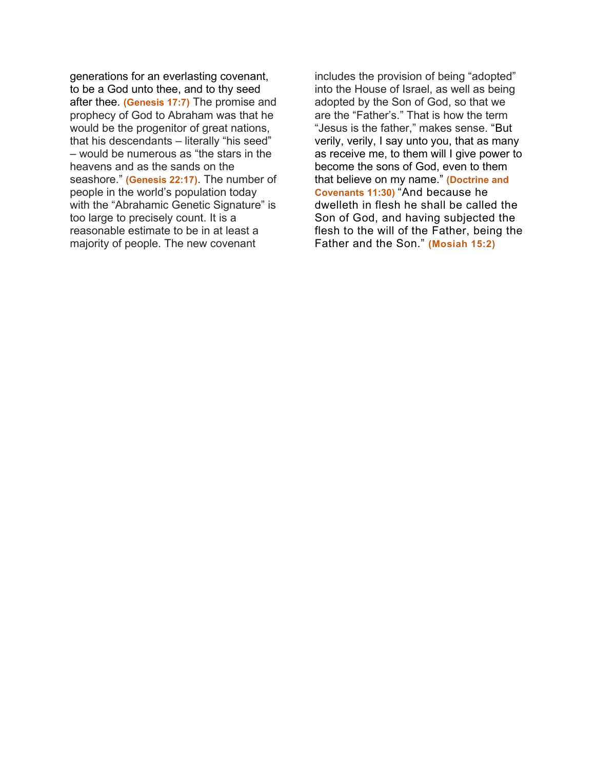generations for an everlasting covenant, to be a God unto thee, and to thy seed after thee. **(Genesis 17:7)** The promise and prophecy of God to Abraham was that he would be the progenitor of great nations, that his descendants – literally "his seed" – would be numerous as "the stars in the heavens and as the sands on the seashore." **(Genesis 22:17)**. The number of people in the world's population today with the "Abrahamic Genetic Signature" is too large to precisely count. It is a reasonable estimate to be in at least a majority of people. The new covenant includes the provision of being "adopted" into the House of Israel, as well as being adopted by the Son of God, so that we are the "Father's." That is how the term "Jesus is the father," makes sense. "But verily, verily, I say unto you, that as many as receive me, to them will I give power to become the sons of God, even to them that believe on my name." **(Doctrine and Covenants 11:30)** "And because he dwelleth in flesh he shall be called the Son of God, and having subjected the flesh to the will of the Father, being the Father and the Son." **(Mosiah 15:2)**